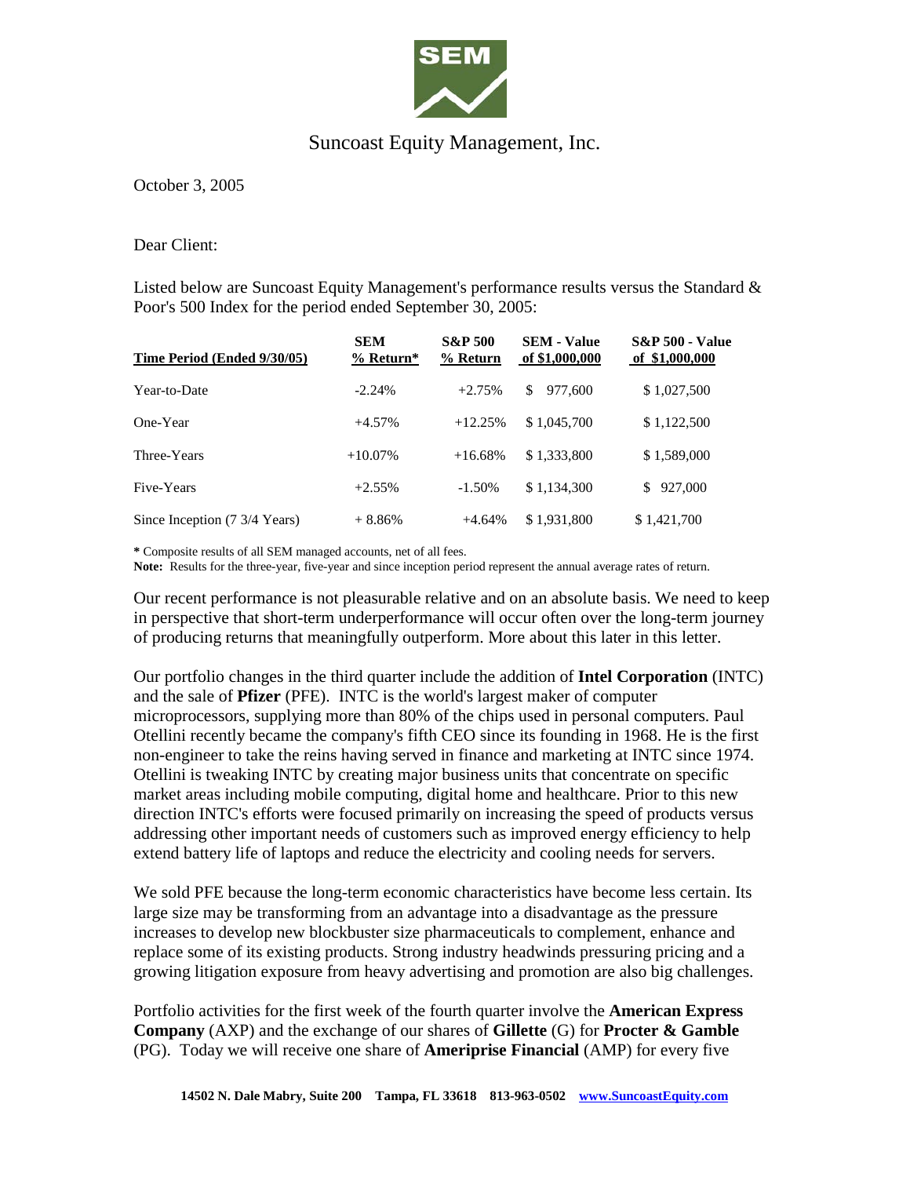# Suncoast Equity Management, Inc.

October 3, 2005

Dear Client:

Listed below are Suncoast Equity Management's performance results versus the Standard & Poor's 500 Index for the period ended September 30, 2005:

| Time Period (Ended 9/30/05) | SEM % Return* | S&P 500 % Return | SEM - Value of $1,000,000 | S&P 500 - Value of $1,000,000 |
|---|---|---|---|---|
| Year-to-Date | -2.24% | +2.75% | $ 977,600 | $ 1,027,500 |
| One-Year | +4.57% | +12.25% | $ 1,045,700 | $ 1,122,500 |
| Three-Years | +10.07% | +16.68% | $ 1,333,800 | $ 1,589,000 |
| Five-Years | +2.55% | -1.50% | $ 1,134,300 | $ 927,000 |
| Since Inception (7 3/4 Years) | + 8.86% | +4.64% | $ 1,931,800 | $ 1,421,700 |

**\*** Composite results of all SEM managed accounts, net of all fees.
**Note:** Results for the three-year, five-year and since inception period represent the annual average rates of return.

Our recent performance is not pleasurable relative and on an absolute basis. We need to keep in perspective that short-term underperformance will occur often over the long-term journey of producing returns that meaningfully outperform. More about this later in this letter.

Our portfolio changes in the third quarter include the addition of **Intel Corporation** (INTC) and the sale of **Pfizer** (PFE). INTC is the world's largest maker of computer microprocessors, supplying more than 80% of the chips used in personal computers. Paul Otellini recently became the company's fifth CEO since its founding in 1968. He is the first non-engineer to take the reins having served in finance and marketing at INTC since 1974. Otellini is tweaking INTC by creating major business units that concentrate on specific market areas including mobile computing, digital home and healthcare. Prior to this new direction INTC's efforts were focused primarily on increasing the speed of products versus addressing other important needs of customers such as improved energy efficiency to help extend battery life of laptops and reduce the electricity and cooling needs for servers.

We sold PFE because the long-term economic characteristics have become less certain. Its large size may be transforming from an advantage into a disadvantage as the pressure increases to develop new blockbuster size pharmaceuticals to complement, enhance and replace some of its existing products. Strong industry headwinds pressuring pricing and a growing litigation exposure from heavy advertising and promotion are also big challenges.

Portfolio activities for the first week of the fourth quarter involve the **American Express Company** (AXP) and the exchange of our shares of **Gillette** (G) for **Procter & Gamble** (PG). Today we will receive one share of **Ameriprise Financial** (AMP) for every five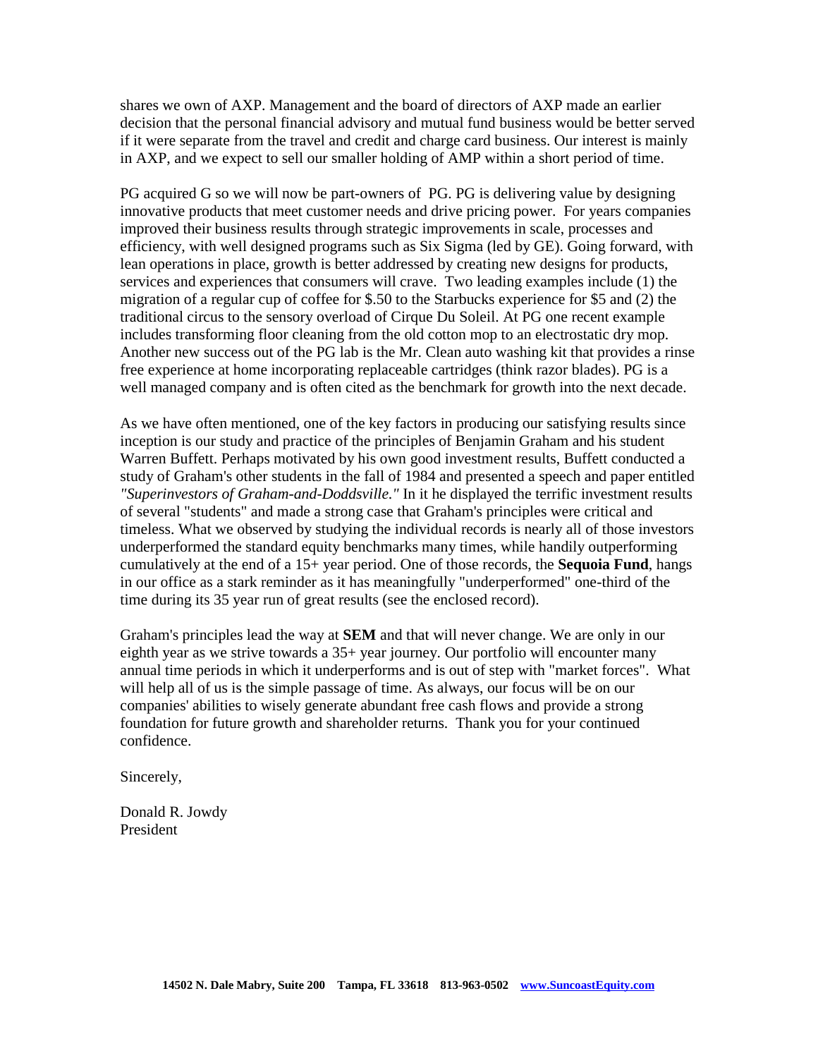shares we own of AXP. Management and the board of directors of AXP made an earlier decision that the personal financial advisory and mutual fund business would be better served if it were separate from the travel and credit and charge card business. Our interest is mainly in AXP, and we expect to sell our smaller holding of AMP within a short period of time.

PG acquired G so we will now be part-owners of PG. PG is delivering value by designing innovative products that meet customer needs and drive pricing power. For years companies improved their business results through strategic improvements in scale, processes and efficiency, with well designed programs such as Six Sigma (led by GE). Going forward, with lean operations in place, growth is better addressed by creating new designs for products, services and experiences that consumers will crave. Two leading examples include (1) the migration of a regular cup of coffee for $.50 to the Starbucks experience for $5 and (2) the traditional circus to the sensory overload of Cirque Du Soleil. At PG one recent example includes transforming floor cleaning from the old cotton mop to an electrostatic dry mop. Another new success out of the PG lab is the Mr. Clean auto washing kit that provides a rinse free experience at home incorporating replaceable cartridges (think razor blades). PG is a well managed company and is often cited as the benchmark for growth into the next decade.

As we have often mentioned, one of the key factors in producing our satisfying results since inception is our study and practice of the principles of Benjamin Graham and his student Warren Buffett. Perhaps motivated by his own good investment results, Buffett conducted a study of Graham's other students in the fall of 1984 and presented a speech and paper entitled *"Superinvestors of Graham-and-Doddsville."* In it he displayed the terrific investment results of several "students" and made a strong case that Graham's principles were critical and timeless. What we observed by studying the individual records is nearly all of those investors underperformed the standard equity benchmarks many times, while handily outperforming cumulatively at the end of a 15+ year period. One of those records, the **Sequoia Fund**, hangs in our office as a stark reminder as it has meaningfully "underperformed" one-third of the time during its 35 year run of great results (see the enclosed record).

Graham's principles lead the way at **SEM** and that will never change. We are only in our eighth year as we strive towards a 35+ year journey. Our portfolio will encounter many annual time periods in which it underperforms and is out of step with "market forces". What will help all of us is the simple passage of time. As always, our focus will be on our companies' abilities to wisely generate abundant free cash flows and provide a strong foundation for future growth and shareholder returns. Thank you for your continued confidence.

Sincerely,

Donald R. Jowdy
President

**14502 N. Dale Mabry, Suite 200 Tampa, FL 33618 813-963-0502 www.SuncoastEquity.com**